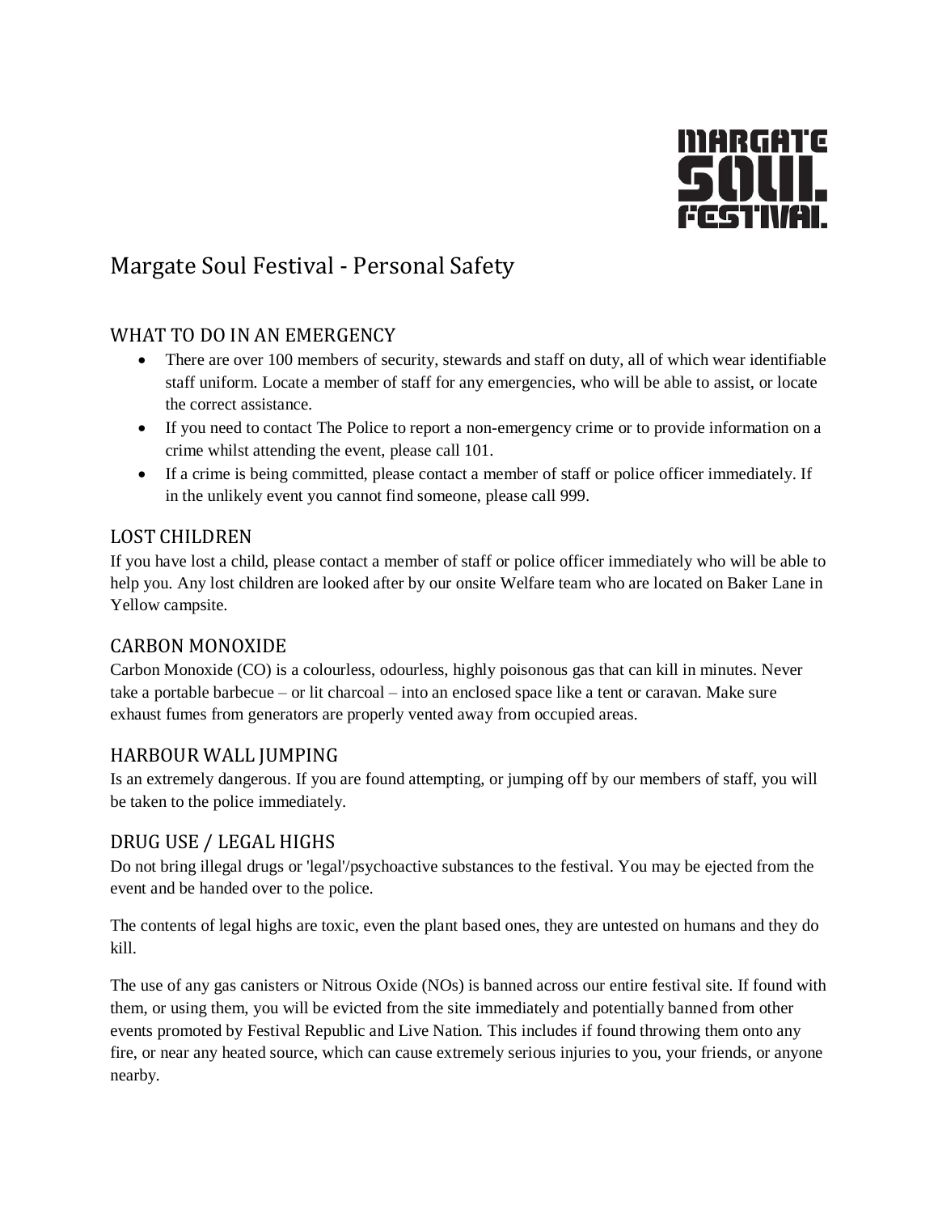# Margate Soul Festival - Personal Safety

## WHAT TO DO IN AN EMERGENCY

- There are over 100 members of security, stewards and staff on duty, all of which wear identifiable staff uniform. Locate a member of staff for any emergencies, who will be able to assist, or locate the correct assistance.
- If you need to contact The Police to report a non-emergency crime or to provide information on a crime whilst attending the event, please call 101.
- If a crime is being committed, please contact a member of staff or police officer immediately. If in the unlikely event you cannot find someone, please call 999.

## LOST CHILDREN

If you have lost a child, please contact a member of staff or police officer immediately who will be able to help you. Any lost children are looked after by our onsite Welfare team who are located on Baker Lane in Yellow campsite.

## CARBON MONOXIDE

Carbon Monoxide (CO) is a colourless, odourless, highly poisonous gas that can kill in minutes. Never take a portable barbecue – or lit charcoal – into an enclosed space like a tent or caravan. Make sure exhaust fumes from generators are properly vented away from occupied areas.

## HARBOUR WALL JUMPING

Is an extremely dangerous. If you are found attempting, or jumping off by our members of staff, you will be taken to the police immediately.

## DRUG USE / LEGAL HIGHS

Do not bring illegal drugs or 'legal'/psychoactive substances to the festival. You may be ejected from the event and be handed over to the police.

The contents of legal highs are toxic, even the plant based ones, they are untested on humans and they do kill.

The use of any gas canisters or Nitrous Oxide (NOs) is banned across our entire festival site. If found with them, or using them, you will be evicted from the site immediately and potentially banned from other events promoted by Festival Republic and Live Nation. This includes if found throwing them onto any fire, or near any heated source, which can cause extremely serious injuries to you, your friends, or anyone nearby.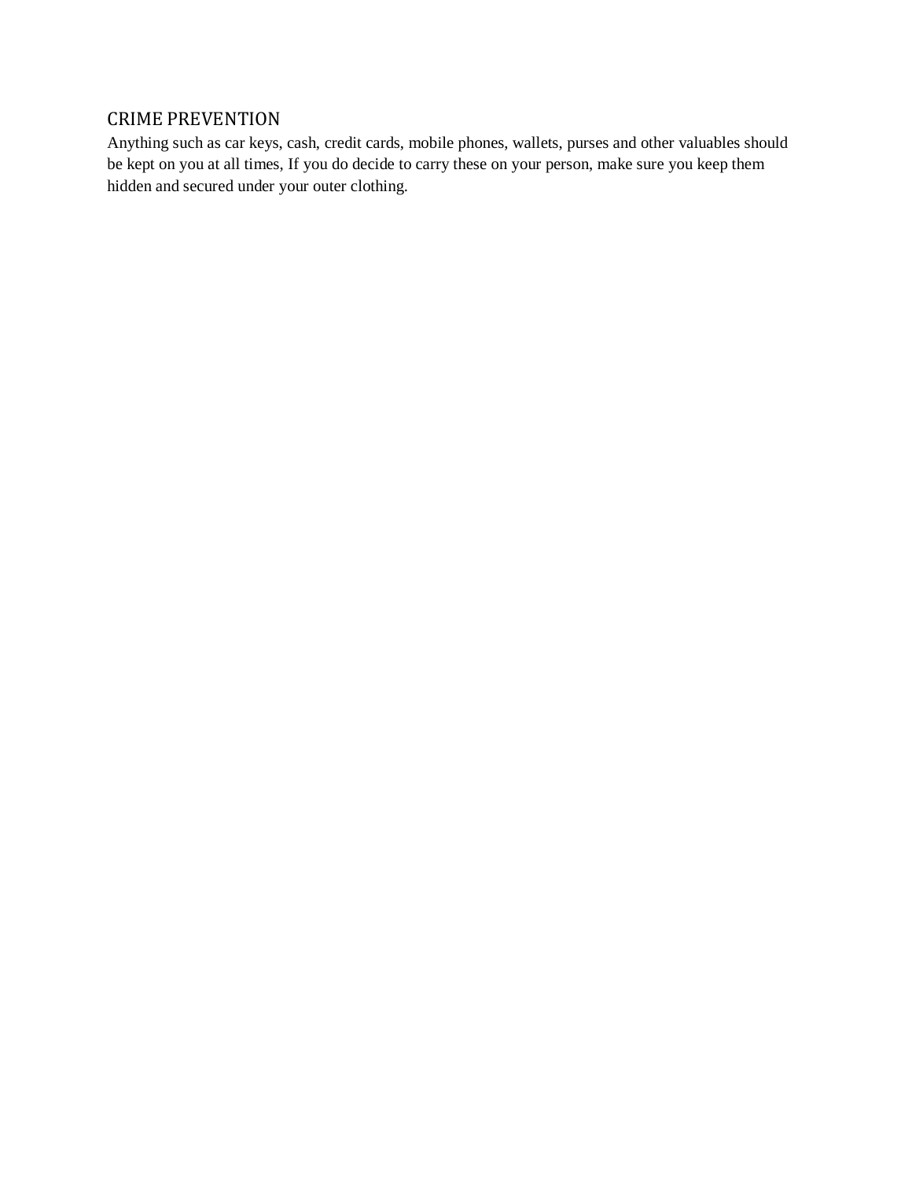## CRIME PREVENTION

Anything such as car keys, cash, credit cards, mobile phones, wallets, purses and other valuables should be kept on you at all times, If you do decide to carry these on your person, make sure you keep them hidden and secured under your outer clothing.